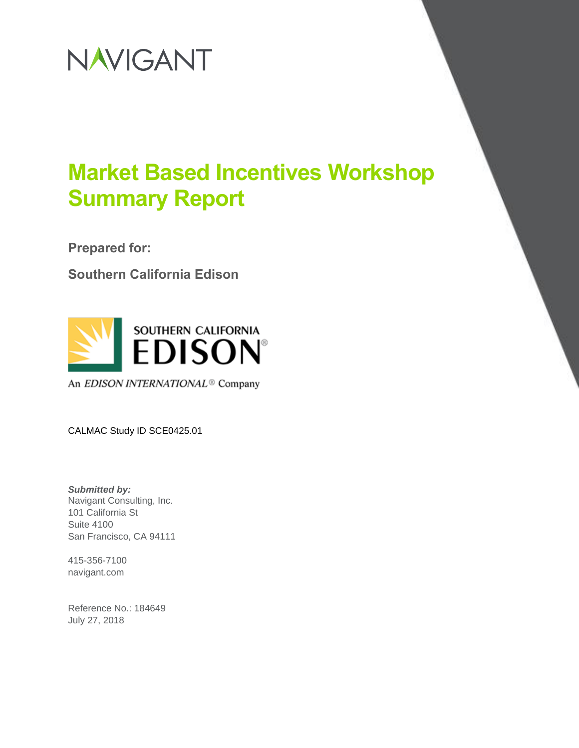NAVIGANT

# Market Based Incentives Workshop Summary Report

**Prepared for:**

**Southern California Edison**

SOUTHERN CALIFORNIA EDISON

An EDISON INTERNATIONAL® Company

CALMAC Study ID SCE0425.01

***Submitted by:***
Navigant Consulting, Inc.
101 California St
Suite 4100
San Francisco, CA 94111

415-356-7100
navigant.com

Reference No.: 184649
July 27, 2018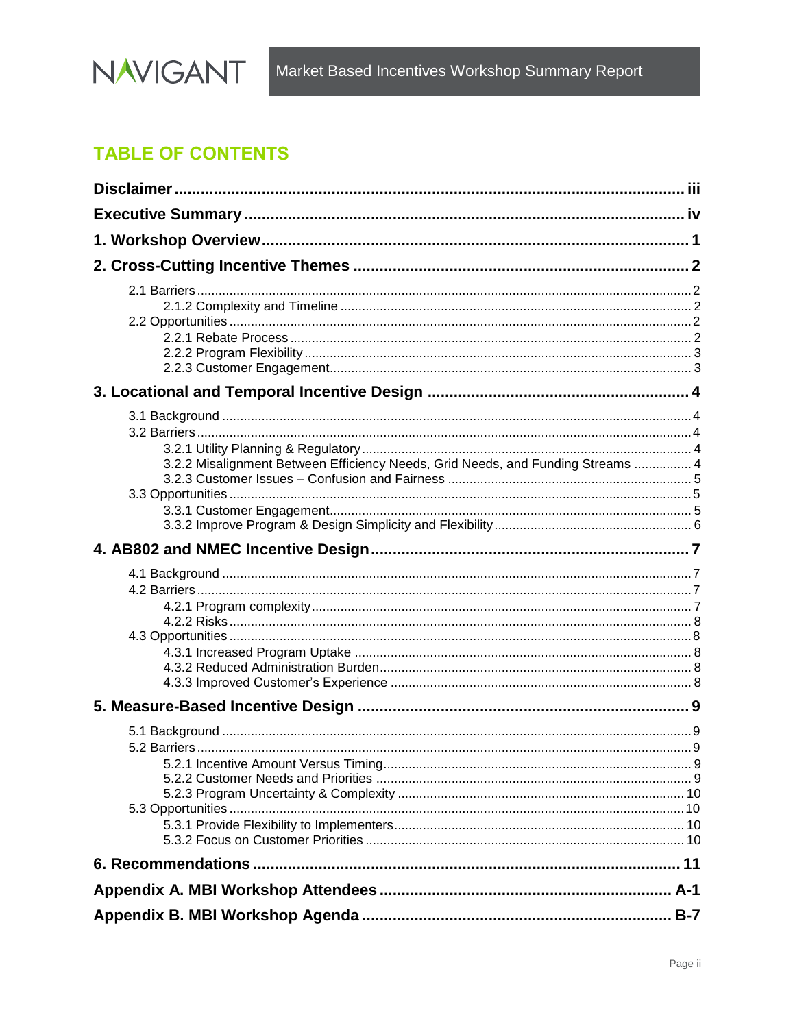# TABLE OF CONTENTS

**Disclaimer** ..... iii

**Executive Summary** ..... iv

**1. Workshop Overview** ..... 1

**2. Cross-Cutting Incentive Themes** ..... 2

- 2.1 Barriers ..... 2
  - 2.1.2 Complexity and Timeline ..... 2
- 2.2 Opportunities ..... 2
  - 2.2.1 Rebate Process ..... 2
  - 2.2.2 Program Flexibility ..... 3
  - 2.2.3 Customer Engagement ..... 3

**3. Locational and Temporal Incentive Design** ..... 4

- 3.1 Background ..... 4
- 3.2 Barriers ..... 4
  - 3.2.1 Utility Planning & Regulatory ..... 4
  - 3.2.2 Misalignment Between Efficiency Needs, Grid Needs, and Funding Streams ..... 4
  - 3.2.3 Customer Issues – Confusion and Fairness ..... 5
- 3.3 Opportunities ..... 5
  - 3.3.1 Customer Engagement ..... 5
  - 3.3.2 Improve Program & Design Simplicity and Flexibility ..... 6

**4. AB802 and NMEC Incentive Design** ..... 7

- 4.1 Background ..... 7
- 4.2 Barriers ..... 7
  - 4.2.1 Program complexity ..... 7
  - 4.2.2 Risks ..... 8
- 4.3 Opportunities ..... 8
  - 4.3.1 Increased Program Uptake ..... 8
  - 4.3.2 Reduced Administration Burden ..... 8
  - 4.3.3 Improved Customer's Experience ..... 8

**5. Measure-Based Incentive Design** ..... 9

- 5.1 Background ..... 9
- 5.2 Barriers ..... 9
  - 5.2.1 Incentive Amount Versus Timing ..... 9
  - 5.2.2 Customer Needs and Priorities ..... 9
  - 5.2.3 Program Uncertainty & Complexity ..... 10
- 5.3 Opportunities ..... 10
  - 5.3.1 Provide Flexibility to Implementers ..... 10
  - 5.3.2 Focus on Customer Priorities ..... 10

**6. Recommendations** ..... 11

**Appendix A. MBI Workshop Attendees** ..... A-1

**Appendix B. MBI Workshop Agenda** ..... B-7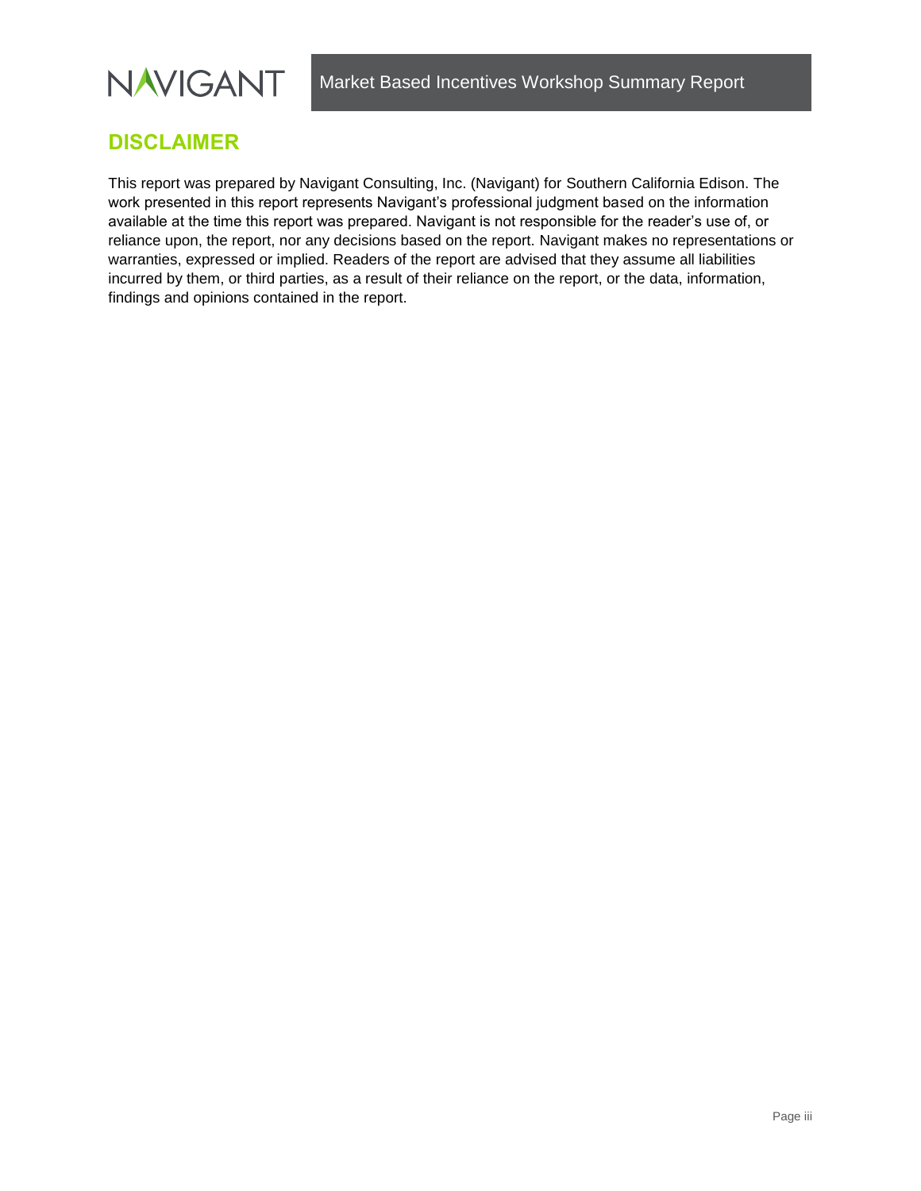# DISCLAIMER

This report was prepared by Navigant Consulting, Inc. (Navigant) for Southern California Edison. The work presented in this report represents Navigant's professional judgment based on the information available at the time this report was prepared. Navigant is not responsible for the reader's use of, or reliance upon, the report, nor any decisions based on the report. Navigant makes no representations or warranties, expressed or implied. Readers of the report are advised that they assume all liabilities incurred by them, or third parties, as a result of their reliance on the report, or the data, information, findings and opinions contained in the report.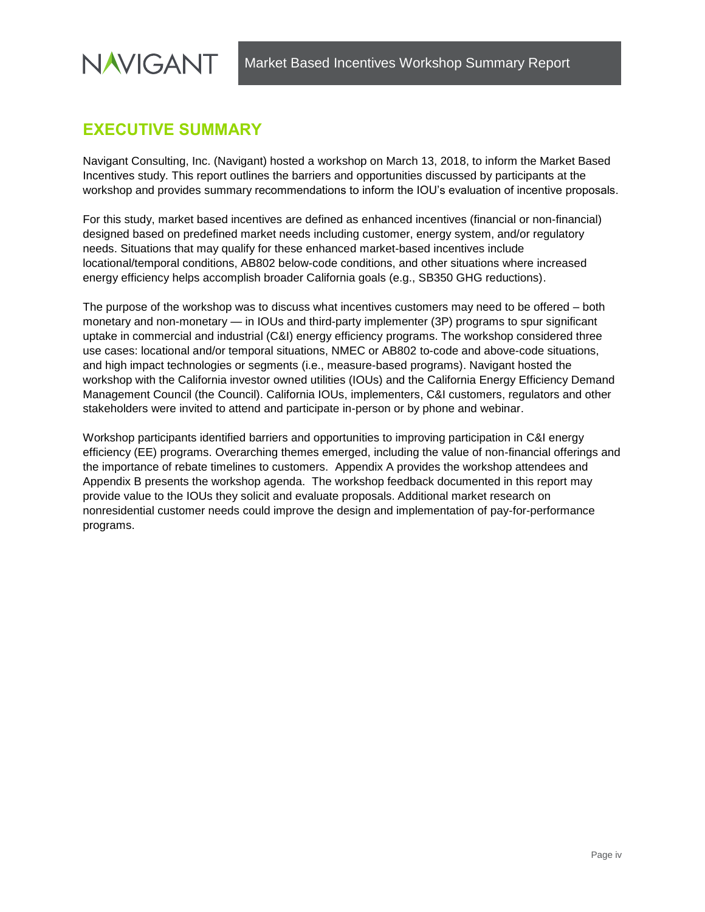# EXECUTIVE SUMMARY

Navigant Consulting, Inc. (Navigant) hosted a workshop on March 13, 2018, to inform the Market Based Incentives study. This report outlines the barriers and opportunities discussed by participants at the workshop and provides summary recommendations to inform the IOU's evaluation of incentive proposals.

For this study, market based incentives are defined as enhanced incentives (financial or non-financial) designed based on predefined market needs including customer, energy system, and/or regulatory needs. Situations that may qualify for these enhanced market-based incentives include locational/temporal conditions, AB802 below-code conditions, and other situations where increased energy efficiency helps accomplish broader California goals (e.g., SB350 GHG reductions).

The purpose of the workshop was to discuss what incentives customers may need to be offered – both monetary and non-monetary — in IOUs and third-party implementer (3P) programs to spur significant uptake in commercial and industrial (C&I) energy efficiency programs. The workshop considered three use cases: locational and/or temporal situations, NMEC or AB802 to-code and above-code situations, and high impact technologies or segments (i.e., measure-based programs). Navigant hosted the workshop with the California investor owned utilities (IOUs) and the California Energy Efficiency Demand Management Council (the Council). California IOUs, implementers, C&I customers, regulators and other stakeholders were invited to attend and participate in-person or by phone and webinar.

Workshop participants identified barriers and opportunities to improving participation in C&I energy efficiency (EE) programs. Overarching themes emerged, including the value of non-financial offerings and the importance of rebate timelines to customers. Appendix A provides the workshop attendees and Appendix B presents the workshop agenda. The workshop feedback documented in this report may provide value to the IOUs they solicit and evaluate proposals. Additional market research on nonresidential customer needs could improve the design and implementation of pay-for-performance programs.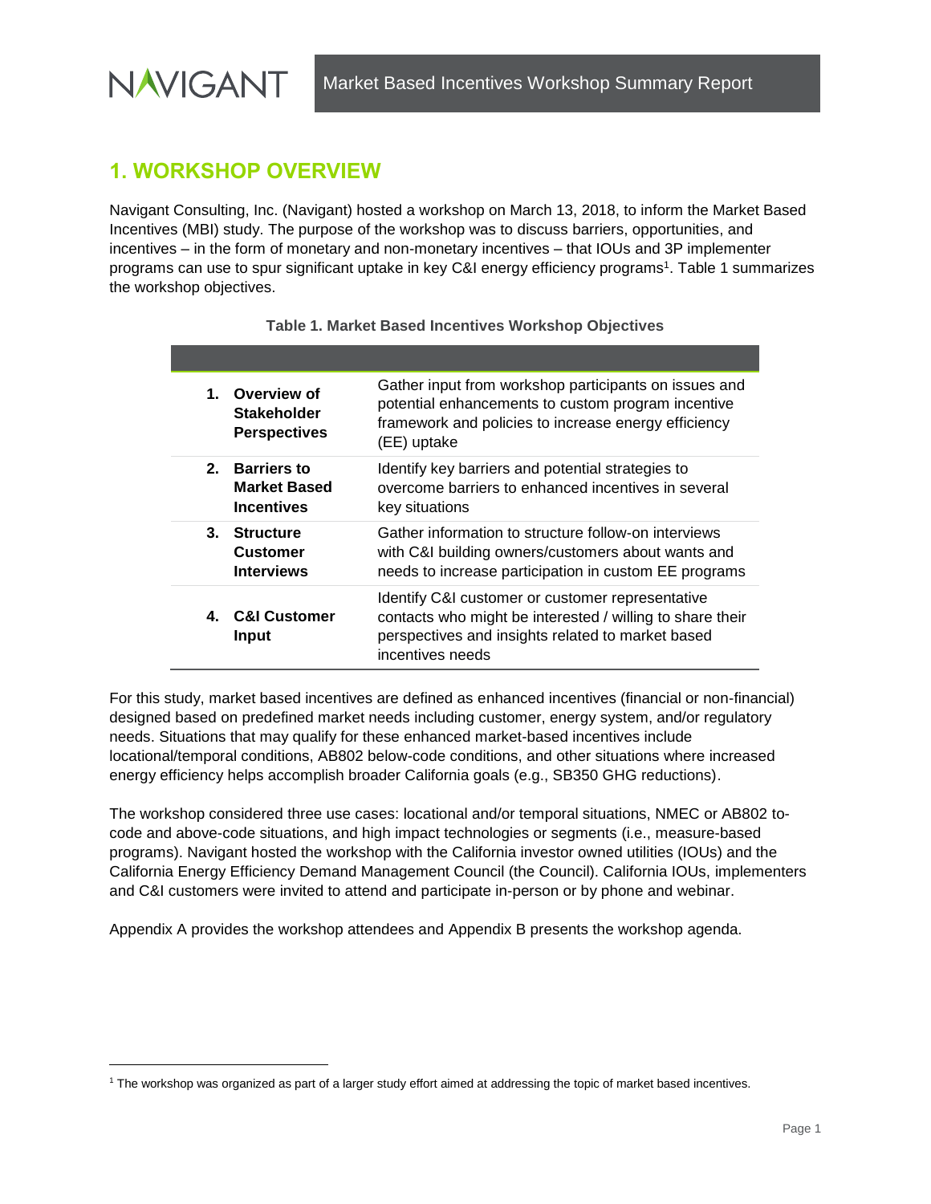# 1. WORKSHOP OVERVIEW

Navigant Consulting, Inc. (Navigant) hosted a workshop on March 13, 2018, to inform the Market Based Incentives (MBI) study. The purpose of the workshop was to discuss barriers, opportunities, and incentives – in the form of monetary and non-monetary incentives – that IOUs and 3P implementer programs can use to spur significant uptake in key C&I energy efficiency programs[1]. Table 1 summarizes the workshop objectives.

**Table 1. Market Based Incentives Workshop Objectives**

| | |
|---|---|
| **1. Overview of Stakeholder Perspectives** | Gather input from workshop participants on issues and potential enhancements to custom program incentive framework and policies to increase energy efficiency (EE) uptake |
| **2. Barriers to Market Based Incentives** | Identify key barriers and potential strategies to overcome barriers to enhanced incentives in several key situations |
| **3. Structure Customer Interviews** | Gather information to structure follow-on interviews with C&I building owners/customers about wants and needs to increase participation in custom EE programs |
| **4. C&I Customer Input** | Identify C&I customer or customer representative contacts who might be interested / willing to share their perspectives and insights related to market based incentives needs |

For this study, market based incentives are defined as enhanced incentives (financial or non-financial) designed based on predefined market needs including customer, energy system, and/or regulatory needs. Situations that may qualify for these enhanced market-based incentives include locational/temporal conditions, AB802 below-code conditions, and other situations where increased energy efficiency helps accomplish broader California goals (e.g., SB350 GHG reductions).

The workshop considered three use cases: locational and/or temporal situations, NMEC or AB802 to-code and above-code situations, and high impact technologies or segments (i.e., measure-based programs). Navigant hosted the workshop with the California investor owned utilities (IOUs) and the California Energy Efficiency Demand Management Council (the Council). California IOUs, implementers and C&I customers were invited to attend and participate in-person or by phone and webinar.

Appendix A provides the workshop attendees and Appendix B presents the workshop agenda.

[1] The workshop was organized as part of a larger study effort aimed at addressing the topic of market based incentives.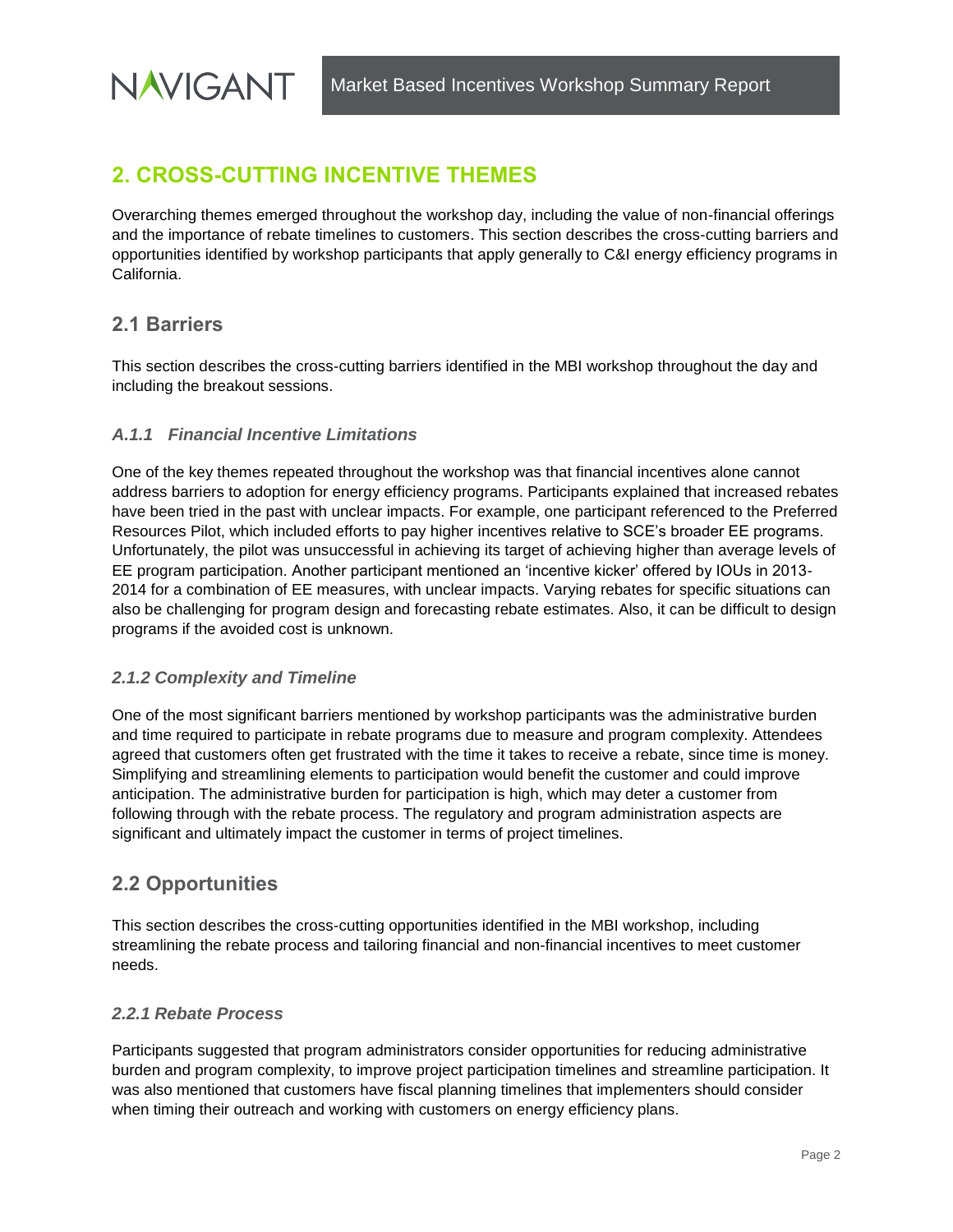## 2. CROSS-CUTTING INCENTIVE THEMES

Overarching themes emerged throughout the workshop day, including the value of non-financial offerings and the importance of rebate timelines to customers. This section describes the cross-cutting barriers and opportunities identified by workshop participants that apply generally to C&I energy efficiency programs in California.

### 2.1 Barriers

This section describes the cross-cutting barriers identified in the MBI workshop throughout the day and including the breakout sessions.

#### *A.1.1 Financial Incentive Limitations*

One of the key themes repeated throughout the workshop was that financial incentives alone cannot address barriers to adoption for energy efficiency programs. Participants explained that increased rebates have been tried in the past with unclear impacts. For example, one participant referenced to the Preferred Resources Pilot, which included efforts to pay higher incentives relative to SCE's broader EE programs. Unfortunately, the pilot was unsuccessful in achieving its target of achieving higher than average levels of EE program participation. Another participant mentioned an 'incentive kicker' offered by IOUs in 2013-2014 for a combination of EE measures, with unclear impacts. Varying rebates for specific situations can also be challenging for program design and forecasting rebate estimates. Also, it can be difficult to design programs if the avoided cost is unknown.

#### *2.1.2 Complexity and Timeline*

One of the most significant barriers mentioned by workshop participants was the administrative burden and time required to participate in rebate programs due to measure and program complexity. Attendees agreed that customers often get frustrated with the time it takes to receive a rebate, since time is money. Simplifying and streamlining elements to participation would benefit the customer and could improve anticipation. The administrative burden for participation is high, which may deter a customer from following through with the rebate process. The regulatory and program administration aspects are significant and ultimately impact the customer in terms of project timelines.

### 2.2 Opportunities

This section describes the cross-cutting opportunities identified in the MBI workshop, including streamlining the rebate process and tailoring financial and non-financial incentives to meet customer needs.

#### *2.2.1 Rebate Process*

Participants suggested that program administrators consider opportunities for reducing administrative burden and program complexity, to improve project participation timelines and streamline participation. It was also mentioned that customers have fiscal planning timelines that implementers should consider when timing their outreach and working with customers on energy efficiency plans.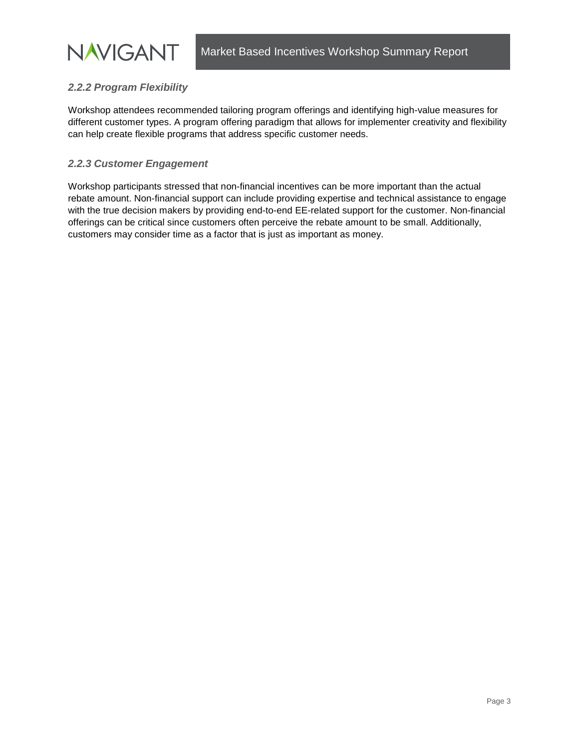### *2.2.2 Program Flexibility*

Workshop attendees recommended tailoring program offerings and identifying high-value measures for different customer types. A program offering paradigm that allows for implementer creativity and flexibility can help create flexible programs that address specific customer needs.

### *2.2.3 Customer Engagement*

Workshop participants stressed that non-financial incentives can be more important than the actual rebate amount. Non-financial support can include providing expertise and technical assistance to engage with the true decision makers by providing end-to-end EE-related support for the customer. Non-financial offerings can be critical since customers often perceive the rebate amount to be small. Additionally, customers may consider time as a factor that is just as important as money.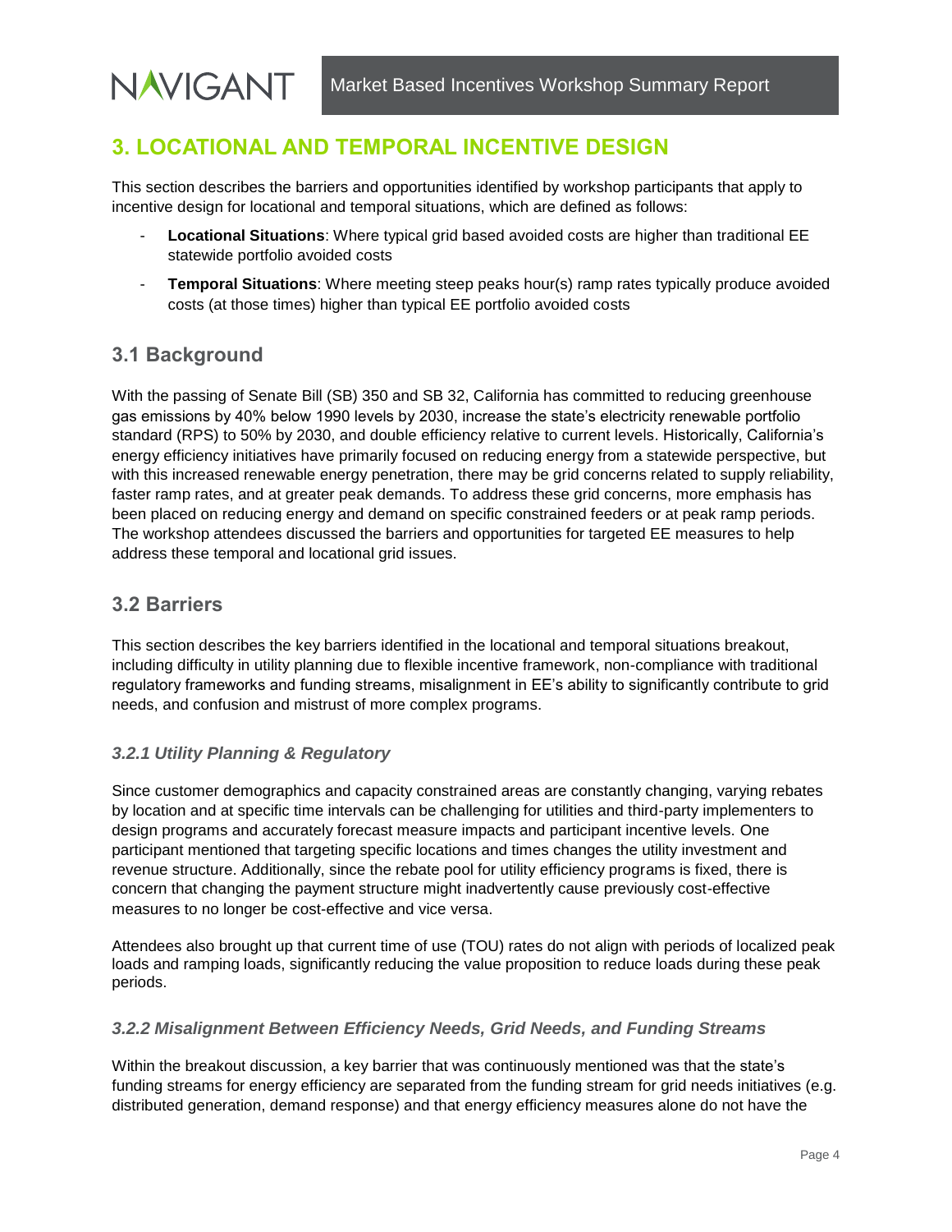# 3. LOCATIONAL AND TEMPORAL INCENTIVE DESIGN

This section describes the barriers and opportunities identified by workshop participants that apply to incentive design for locational and temporal situations, which are defined as follows:

- **Locational Situations**: Where typical grid based avoided costs are higher than traditional EE statewide portfolio avoided costs
- **Temporal Situations**: Where meeting steep peaks hour(s) ramp rates typically produce avoided costs (at those times) higher than typical EE portfolio avoided costs

## 3.1 Background

With the passing of Senate Bill (SB) 350 and SB 32, California has committed to reducing greenhouse gas emissions by 40% below 1990 levels by 2030, increase the state's electricity renewable portfolio standard (RPS) to 50% by 2030, and double efficiency relative to current levels. Historically, California's energy efficiency initiatives have primarily focused on reducing energy from a statewide perspective, but with this increased renewable energy penetration, there may be grid concerns related to supply reliability, faster ramp rates, and at greater peak demands. To address these grid concerns, more emphasis has been placed on reducing energy and demand on specific constrained feeders or at peak ramp periods. The workshop attendees discussed the barriers and opportunities for targeted EE measures to help address these temporal and locational grid issues.

## 3.2 Barriers

This section describes the key barriers identified in the locational and temporal situations breakout, including difficulty in utility planning due to flexible incentive framework, non-compliance with traditional regulatory frameworks and funding streams, misalignment in EE's ability to significantly contribute to grid needs, and confusion and mistrust of more complex programs.

### *3.2.1 Utility Planning & Regulatory*

Since customer demographics and capacity constrained areas are constantly changing, varying rebates by location and at specific time intervals can be challenging for utilities and third-party implementers to design programs and accurately forecast measure impacts and participant incentive levels. One participant mentioned that targeting specific locations and times changes the utility investment and revenue structure. Additionally, since the rebate pool for utility efficiency programs is fixed, there is concern that changing the payment structure might inadvertently cause previously cost-effective measures to no longer be cost-effective and vice versa.

Attendees also brought up that current time of use (TOU) rates do not align with periods of localized peak loads and ramping loads, significantly reducing the value proposition to reduce loads during these peak periods.

### *3.2.2 Misalignment Between Efficiency Needs, Grid Needs, and Funding Streams*

Within the breakout discussion, a key barrier that was continuously mentioned was that the state's funding streams for energy efficiency are separated from the funding stream for grid needs initiatives (e.g. distributed generation, demand response) and that energy efficiency measures alone do not have the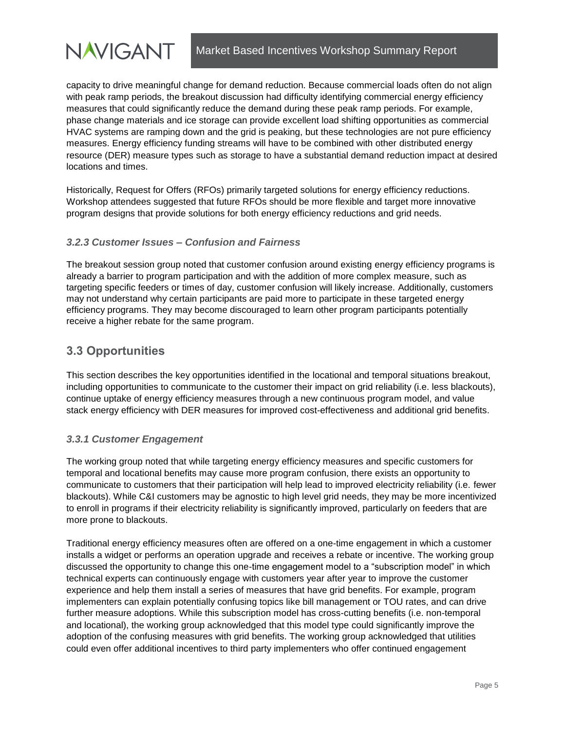capacity to drive meaningful change for demand reduction. Because commercial loads often do not align with peak ramp periods, the breakout discussion had difficulty identifying commercial energy efficiency measures that could significantly reduce the demand during these peak ramp periods. For example, phase change materials and ice storage can provide excellent load shifting opportunities as commercial HVAC systems are ramping down and the grid is peaking, but these technologies are not pure efficiency measures. Energy efficiency funding streams will have to be combined with other distributed energy resource (DER) measure types such as storage to have a substantial demand reduction impact at desired locations and times.

Historically, Request for Offers (RFOs) primarily targeted solutions for energy efficiency reductions. Workshop attendees suggested that future RFOs should be more flexible and target more innovative program designs that provide solutions for both energy efficiency reductions and grid needs.

### *3.2.3 Customer Issues – Confusion and Fairness*

The breakout session group noted that customer confusion around existing energy efficiency programs is already a barrier to program participation and with the addition of more complex measure, such as targeting specific feeders or times of day, customer confusion will likely increase. Additionally, customers may not understand why certain participants are paid more to participate in these targeted energy efficiency programs. They may become discouraged to learn other program participants potentially receive a higher rebate for the same program.

## 3.3 Opportunities

This section describes the key opportunities identified in the locational and temporal situations breakout, including opportunities to communicate to the customer their impact on grid reliability (i.e. less blackouts), continue uptake of energy efficiency measures through a new continuous program model, and value stack energy efficiency with DER measures for improved cost-effectiveness and additional grid benefits.

### *3.3.1 Customer Engagement*

The working group noted that while targeting energy efficiency measures and specific customers for temporal and locational benefits may cause more program confusion, there exists an opportunity to communicate to customers that their participation will help lead to improved electricity reliability (i.e. fewer blackouts). While C&I customers may be agnostic to high level grid needs, they may be more incentivized to enroll in programs if their electricity reliability is significantly improved, particularly on feeders that are more prone to blackouts.

Traditional energy efficiency measures often are offered on a one-time engagement in which a customer installs a widget or performs an operation upgrade and receives a rebate or incentive. The working group discussed the opportunity to change this one-time engagement model to a "subscription model" in which technical experts can continuously engage with customers year after year to improve the customer experience and help them install a series of measures that have grid benefits. For example, program implementers can explain potentially confusing topics like bill management or TOU rates, and can drive further measure adoptions. While this subscription model has cross-cutting benefits (i.e. non-temporal and locational), the working group acknowledged that this model type could significantly improve the adoption of the confusing measures with grid benefits. The working group acknowledged that utilities could even offer additional incentives to third party implementers who offer continued engagement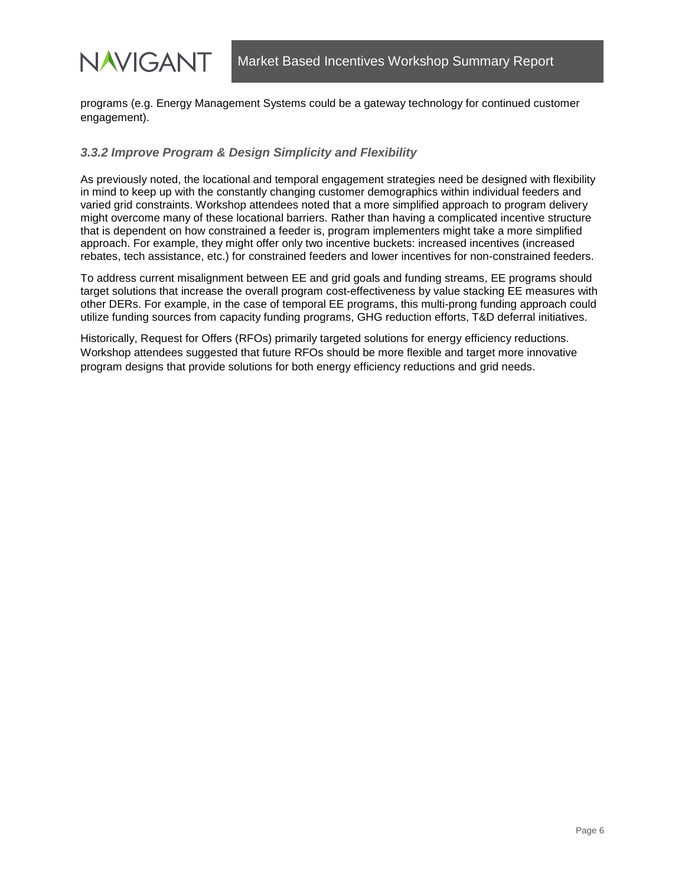programs (e.g. Energy Management Systems could be a gateway technology for continued customer engagement).

### *3.3.2 Improve Program & Design Simplicity and Flexibility*

As previously noted, the locational and temporal engagement strategies need be designed with flexibility in mind to keep up with the constantly changing customer demographics within individual feeders and varied grid constraints. Workshop attendees noted that a more simplified approach to program delivery might overcome many of these locational barriers. Rather than having a complicated incentive structure that is dependent on how constrained a feeder is, program implementers might take a more simplified approach. For example, they might offer only two incentive buckets: increased incentives (increased rebates, tech assistance, etc.) for constrained feeders and lower incentives for non-constrained feeders.

To address current misalignment between EE and grid goals and funding streams, EE programs should target solutions that increase the overall program cost-effectiveness by value stacking EE measures with other DERs. For example, in the case of temporal EE programs, this multi-prong funding approach could utilize funding sources from capacity funding programs, GHG reduction efforts, T&D deferral initiatives.

Historically, Request for Offers (RFOs) primarily targeted solutions for energy efficiency reductions. Workshop attendees suggested that future RFOs should be more flexible and target more innovative program designs that provide solutions for both energy efficiency reductions and grid needs.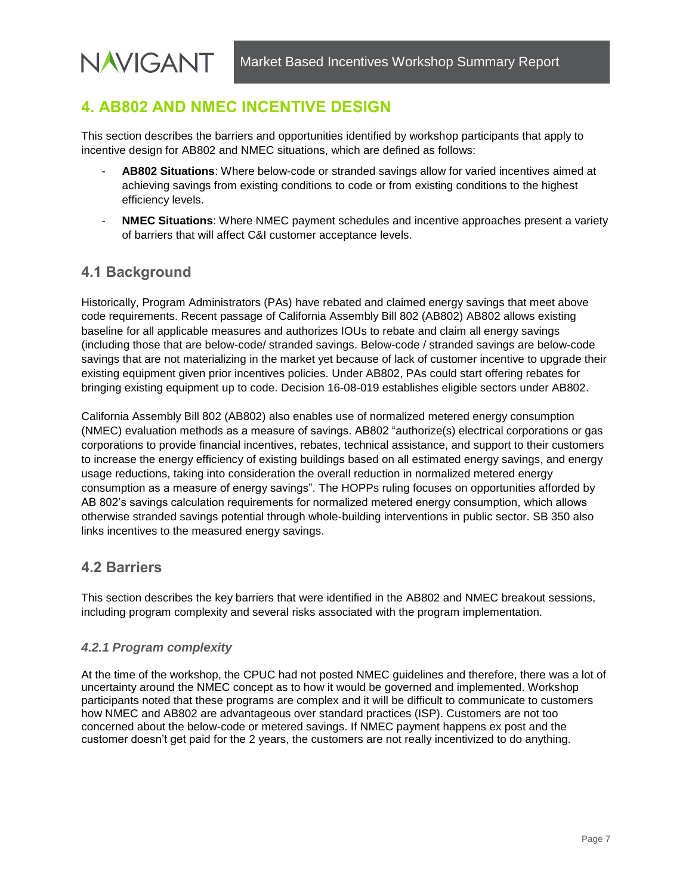# 4. AB802 AND NMEC INCENTIVE DESIGN

This section describes the barriers and opportunities identified by workshop participants that apply to incentive design for AB802 and NMEC situations, which are defined as follows:

- **AB802 Situations**: Where below-code or stranded savings allow for varied incentives aimed at achieving savings from existing conditions to code or from existing conditions to the highest efficiency levels.
- **NMEC Situations**: Where NMEC payment schedules and incentive approaches present a variety of barriers that will affect C&I customer acceptance levels.

## 4.1 Background

Historically, Program Administrators (PAs) have rebated and claimed energy savings that meet above code requirements. Recent passage of California Assembly Bill 802 (AB802) AB802 allows existing baseline for all applicable measures and authorizes IOUs to rebate and claim all energy savings (including those that are below-code/ stranded savings. Below-code / stranded savings are below-code savings that are not materializing in the market yet because of lack of customer incentive to upgrade their existing equipment given prior incentives policies. Under AB802, PAs could start offering rebates for bringing existing equipment up to code. Decision 16-08-019 establishes eligible sectors under AB802.

California Assembly Bill 802 (AB802) also enables use of normalized metered energy consumption (NMEC) evaluation methods as a measure of savings. AB802 "authorize(s) electrical corporations or gas corporations to provide financial incentives, rebates, technical assistance, and support to their customers to increase the energy efficiency of existing buildings based on all estimated energy savings, and energy usage reductions, taking into consideration the overall reduction in normalized metered energy consumption as a measure of energy savings". The HOPPs ruling focuses on opportunities afforded by AB 802's savings calculation requirements for normalized metered energy consumption, which allows otherwise stranded savings potential through whole-building interventions in public sector. SB 350 also links incentives to the measured energy savings.

## 4.2 Barriers

This section describes the key barriers that were identified in the AB802 and NMEC breakout sessions, including program complexity and several risks associated with the program implementation.

### *4.2.1 Program complexity*

At the time of the workshop, the CPUC had not posted NMEC guidelines and therefore, there was a lot of uncertainty around the NMEC concept as to how it would be governed and implemented. Workshop participants noted that these programs are complex and it will be difficult to communicate to customers how NMEC and AB802 are advantageous over standard practices (ISP). Customers are not too concerned about the below-code or metered savings. If NMEC payment happens ex post and the customer doesn't get paid for the 2 years, the customers are not really incentivized to do anything.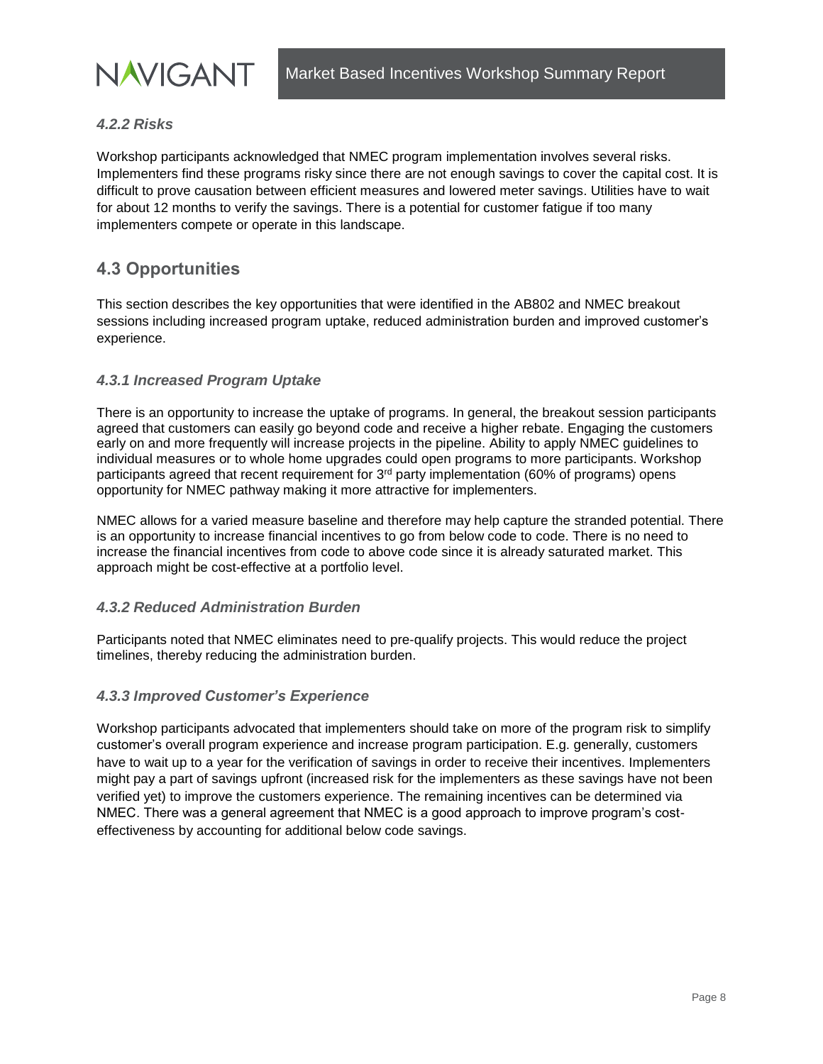### *4.2.2 Risks*

Workshop participants acknowledged that NMEC program implementation involves several risks. Implementers find these programs risky since there are not enough savings to cover the capital cost. It is difficult to prove causation between efficient measures and lowered meter savings. Utilities have to wait for about 12 months to verify the savings. There is a potential for customer fatigue if too many implementers compete or operate in this landscape.

## 4.3 Opportunities

This section describes the key opportunities that were identified in the AB802 and NMEC breakout sessions including increased program uptake, reduced administration burden and improved customer's experience.

### *4.3.1 Increased Program Uptake*

There is an opportunity to increase the uptake of programs. In general, the breakout session participants agreed that customers can easily go beyond code and receive a higher rebate. Engaging the customers early on and more frequently will increase projects in the pipeline. Ability to apply NMEC guidelines to individual measures or to whole home upgrades could open programs to more participants. Workshop participants agreed that recent requirement for 3rd party implementation (60% of programs) opens opportunity for NMEC pathway making it more attractive for implementers.

NMEC allows for a varied measure baseline and therefore may help capture the stranded potential. There is an opportunity to increase financial incentives to go from below code to code. There is no need to increase the financial incentives from code to above code since it is already saturated market. This approach might be cost-effective at a portfolio level.

### *4.3.2 Reduced Administration Burden*

Participants noted that NMEC eliminates need to pre-qualify projects. This would reduce the project timelines, thereby reducing the administration burden.

### *4.3.3 Improved Customer's Experience*

Workshop participants advocated that implementers should take on more of the program risk to simplify customer's overall program experience and increase program participation. E.g. generally, customers have to wait up to a year for the verification of savings in order to receive their incentives. Implementers might pay a part of savings upfront (increased risk for the implementers as these savings have not been verified yet) to improve the customers experience. The remaining incentives can be determined via NMEC. There was a general agreement that NMEC is a good approach to improve program's cost-effectiveness by accounting for additional below code savings.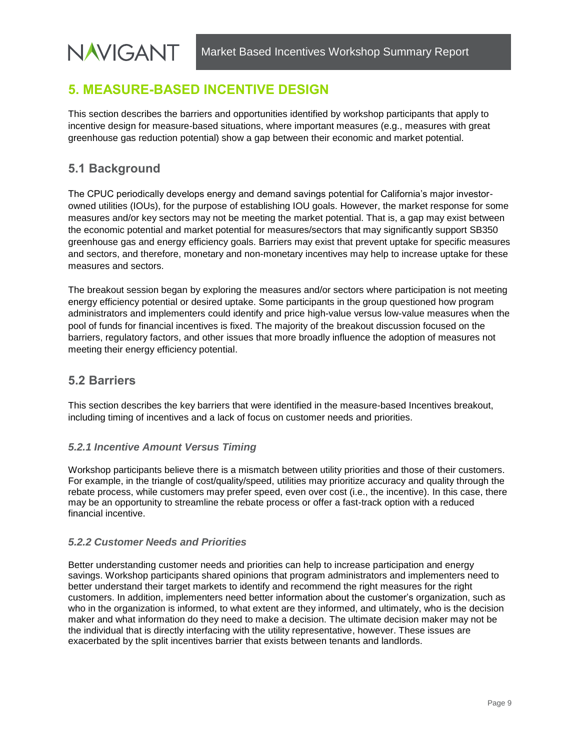# 5. MEASURE-BASED INCENTIVE DESIGN

This section describes the barriers and opportunities identified by workshop participants that apply to incentive design for measure-based situations, where important measures (e.g., measures with great greenhouse gas reduction potential) show a gap between their economic and market potential.

## 5.1 Background

The CPUC periodically develops energy and demand savings potential for California's major investor-owned utilities (IOUs), for the purpose of establishing IOU goals. However, the market response for some measures and/or key sectors may not be meeting the market potential. That is, a gap may exist between the economic potential and market potential for measures/sectors that may significantly support SB350 greenhouse gas and energy efficiency goals. Barriers may exist that prevent uptake for specific measures and sectors, and therefore, monetary and non-monetary incentives may help to increase uptake for these measures and sectors.

The breakout session began by exploring the measures and/or sectors where participation is not meeting energy efficiency potential or desired uptake. Some participants in the group questioned how program administrators and implementers could identify and price high-value versus low-value measures when the pool of funds for financial incentives is fixed. The majority of the breakout discussion focused on the barriers, regulatory factors, and other issues that more broadly influence the adoption of measures not meeting their energy efficiency potential.

## 5.2 Barriers

This section describes the key barriers that were identified in the measure-based Incentives breakout, including timing of incentives and a lack of focus on customer needs and priorities.

### *5.2.1 Incentive Amount Versus Timing*

Workshop participants believe there is a mismatch between utility priorities and those of their customers. For example, in the triangle of cost/quality/speed, utilities may prioritize accuracy and quality through the rebate process, while customers may prefer speed, even over cost (i.e., the incentive). In this case, there may be an opportunity to streamline the rebate process or offer a fast-track option with a reduced financial incentive.

### *5.2.2 Customer Needs and Priorities*

Better understanding customer needs and priorities can help to increase participation and energy savings. Workshop participants shared opinions that program administrators and implementers need to better understand their target markets to identify and recommend the right measures for the right customers. In addition, implementers need better information about the customer's organization, such as who in the organization is informed, to what extent are they informed, and ultimately, who is the decision maker and what information do they need to make a decision. The ultimate decision maker may not be the individual that is directly interfacing with the utility representative, however. These issues are exacerbated by the split incentives barrier that exists between tenants and landlords.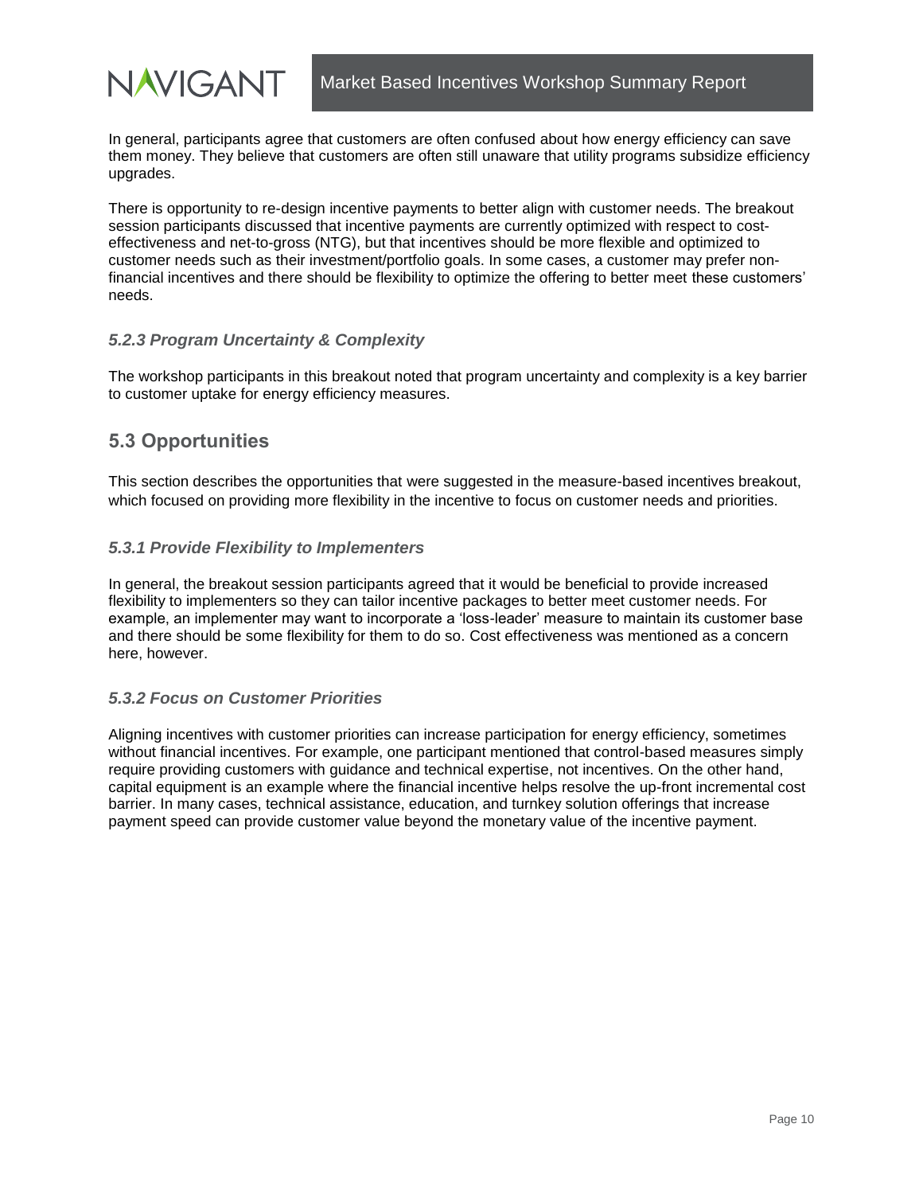In general, participants agree that customers are often confused about how energy efficiency can save them money. They believe that customers are often still unaware that utility programs subsidize efficiency upgrades.

There is opportunity to re-design incentive payments to better align with customer needs. The breakout session participants discussed that incentive payments are currently optimized with respect to cost-effectiveness and net-to-gross (NTG), but that incentives should be more flexible and optimized to customer needs such as their investment/portfolio goals. In some cases, a customer may prefer non-financial incentives and there should be flexibility to optimize the offering to better meet these customers' needs.

### *5.2.3 Program Uncertainty & Complexity*

The workshop participants in this breakout noted that program uncertainty and complexity is a key barrier to customer uptake for energy efficiency measures.

## 5.3 Opportunities

This section describes the opportunities that were suggested in the measure-based incentives breakout, which focused on providing more flexibility in the incentive to focus on customer needs and priorities.

### *5.3.1 Provide Flexibility to Implementers*

In general, the breakout session participants agreed that it would be beneficial to provide increased flexibility to implementers so they can tailor incentive packages to better meet customer needs. For example, an implementer may want to incorporate a 'loss-leader' measure to maintain its customer base and there should be some flexibility for them to do so. Cost effectiveness was mentioned as a concern here, however.

### *5.3.2 Focus on Customer Priorities*

Aligning incentives with customer priorities can increase participation for energy efficiency, sometimes without financial incentives. For example, one participant mentioned that control-based measures simply require providing customers with guidance and technical expertise, not incentives. On the other hand, capital equipment is an example where the financial incentive helps resolve the up-front incremental cost barrier. In many cases, technical assistance, education, and turnkey solution offerings that increase payment speed can provide customer value beyond the monetary value of the incentive payment.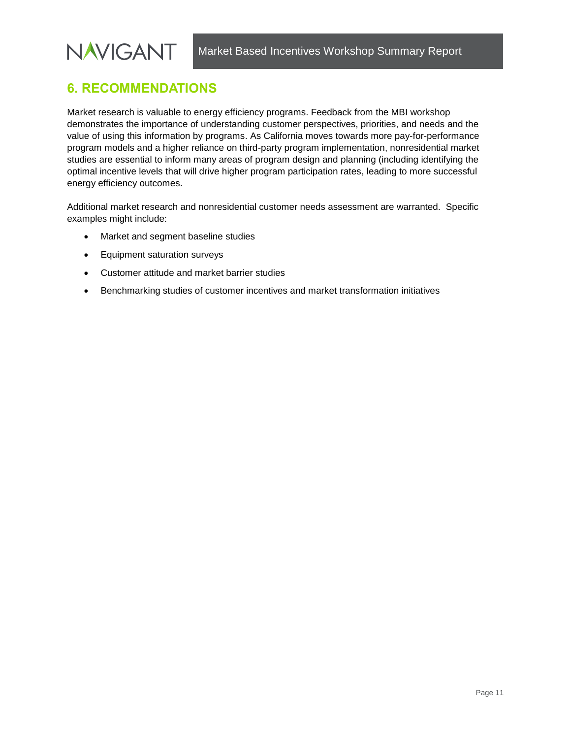## 6. RECOMMENDATIONS

Market research is valuable to energy efficiency programs. Feedback from the MBI workshop demonstrates the importance of understanding customer perspectives, priorities, and needs and the value of using this information by programs. As California moves towards more pay-for-performance program models and a higher reliance on third-party program implementation, nonresidential market studies are essential to inform many areas of program design and planning (including identifying the optimal incentive levels that will drive higher program participation rates, leading to more successful energy efficiency outcomes.

Additional market research and nonresidential customer needs assessment are warranted. Specific examples might include:

- Market and segment baseline studies
- Equipment saturation surveys
- Customer attitude and market barrier studies
- Benchmarking studies of customer incentives and market transformation initiatives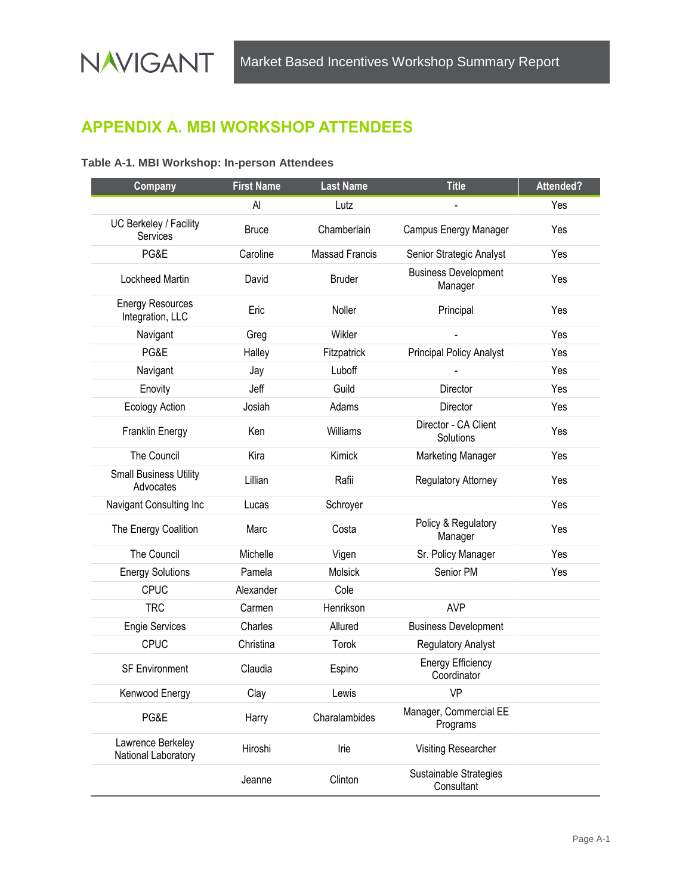## APPENDIX A. MBI WORKSHOP ATTENDEES

**Table A-1. MBI Workshop: In-person Attendees**

| Company | First Name | Last Name | Title | Attended? |
|---|---|---|---|---|
| | Al | Lutz | - | Yes |
| UC Berkeley / Facility Services | Bruce | Chamberlain | Campus Energy Manager | Yes |
| PG&E | Caroline | Massad Francis | Senior Strategic Analyst | Yes |
| Lockheed Martin | David | Bruder | Business Development Manager | Yes |
| Energy Resources Integration, LLC | Eric | Noller | Principal | Yes |
| Navigant | Greg | Wikler | - | Yes |
| PG&E | Halley | Fitzpatrick | Principal Policy Analyst | Yes |
| Navigant | Jay | Luboff | - | Yes |
| Enovity | Jeff | Guild | Director | Yes |
| Ecology Action | Josiah | Adams | Director | Yes |
| Franklin Energy | Ken | Williams | Director - CA Client Solutions | Yes |
| The Council | Kira | Kimick | Marketing Manager | Yes |
| Small Business Utility Advocates | Lillian | Rafii | Regulatory Attorney | Yes |
| Navigant Consulting Inc | Lucas | Schroyer | | Yes |
| The Energy Coalition | Marc | Costa | Policy & Regulatory Manager | Yes |
| The Council | Michelle | Vigen | Sr. Policy Manager | Yes |
| Energy Solutions | Pamela | Molsick | Senior PM | Yes |
| CPUC | Alexander | Cole | | |
| TRC | Carmen | Henrikson | AVP | |
| Engie Services | Charles | Allured | Business Development | |
| CPUC | Christina | Torok | Regulatory Analyst | |
| SF Environment | Claudia | Espino | Energy Efficiency Coordinator | |
| Kenwood Energy | Clay | Lewis | VP | |
| PG&E | Harry | Charalambides | Manager, Commercial EE Programs | |
| Lawrence Berkeley National Laboratory | Hiroshi | Irie | Visiting Researcher | |
| | Jeanne | Clinton | Sustainable Strategies Consultant | |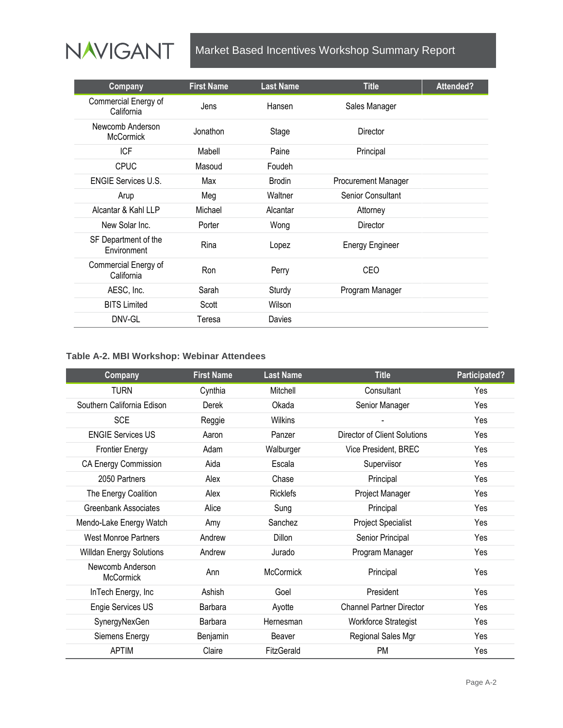| Company | First Name | Last Name | Title | Attended? |
|---|---|---|---|---|
| Commercial Energy of California | Jens | Hansen | Sales Manager | |
| Newcomb Anderson McCormick | Jonathon | Stage | Director | |
| ICF | Mabell | Paine | Principal | |
| CPUC | Masoud | Foudeh | | |
| ENGIE Services U.S. | Max | Brodin | Procurement Manager | |
| Arup | Meg | Waltner | Senior Consultant | |
| Alcantar & Kahl LLP | Michael | Alcantar | Attorney | |
| New Solar Inc. | Porter | Wong | Director | |
| SF Department of the Environment | Rina | Lopez | Energy Engineer | |
| Commercial Energy of California | Ron | Perry | CEO | |
| AESC, Inc. | Sarah | Sturdy | Program Manager | |
| BITS Limited | Scott | Wilson | | |
| DNV-GL | Teresa | Davies | | |

**Table A-2. MBI Workshop: Webinar Attendees**

| Company | First Name | Last Name | Title | Participated? |
|---|---|---|---|---|
| TURN | Cynthia | Mitchell | Consultant | Yes |
| Southern California Edison | Derek | Okada | Senior Manager | Yes |
| SCE | Reggie | Wilkins | - | Yes |
| ENGIE Services US | Aaron | Panzer | Director of Client Solutions | Yes |
| Frontier Energy | Adam | Walburger | Vice President, BREC | Yes |
| CA Energy Commission | Aida | Escala | Superviisor | Yes |
| 2050 Partners | Alex | Chase | Principal | Yes |
| The Energy Coalition | Alex | Ricklefs | Project Manager | Yes |
| Greenbank Associates | Alice | Sung | Principal | Yes |
| Mendo-Lake Energy Watch | Amy | Sanchez | Project Specialist | Yes |
| West Monroe Partners | Andrew | Dillon | Senior Principal | Yes |
| Willdan Energy Solutions | Andrew | Jurado | Program Manager | Yes |
| Newcomb Anderson McCormick | Ann | McCormick | Principal | Yes |
| InTech Energy, Inc | Ashish | Goel | President | Yes |
| Engie Services US | Barbara | Ayotte | Channel Partner Director | Yes |
| SynergyNexGen | Barbara | Hernesman | Workforce Strategist | Yes |
| Siemens Energy | Benjamin | Beaver | Regional Sales Mgr | Yes |
| APTIM | Claire | FitzGerald | PM | Yes |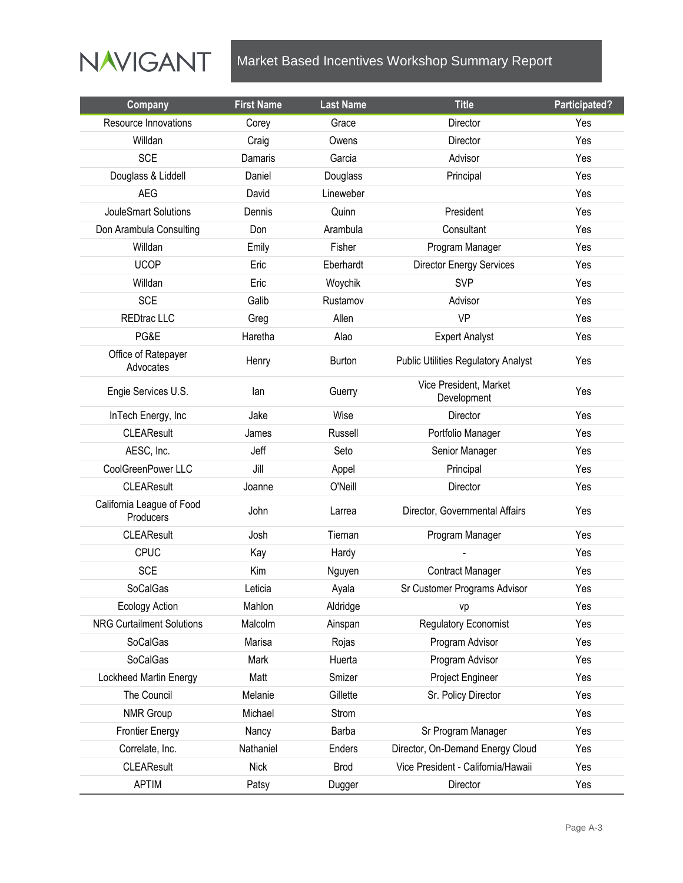| Company | First Name | Last Name | Title | Participated? |
| --- | --- | --- | --- | --- |
| Resource Innovations | Corey | Grace | Director | Yes |
| Willdan | Craig | Owens | Director | Yes |
| SCE | Damaris | Garcia | Advisor | Yes |
| Douglass & Liddell | Daniel | Douglass | Principal | Yes |
| AEG | David | Lineweber | | Yes |
| JouleSmart Solutions | Dennis | Quinn | President | Yes |
| Don Arambula Consulting | Don | Arambula | Consultant | Yes |
| Willdan | Emily | Fisher | Program Manager | Yes |
| UCOP | Eric | Eberhardt | Director Energy Services | Yes |
| Willdan | Eric | Woychik | SVP | Yes |
| SCE | Galib | Rustamov | Advisor | Yes |
| REDtrac LLC | Greg | Allen | VP | Yes |
| PG&E | Haretha | Alao | Expert Analyst | Yes |
| Office of Ratepayer Advocates | Henry | Burton | Public Utilities Regulatory Analyst | Yes |
| Engie Services U.S. | Ian | Guerry | Vice President, Market Development | Yes |
| InTech Energy, Inc | Jake | Wise | Director | Yes |
| CLEAResult | James | Russell | Portfolio Manager | Yes |
| AESC, Inc. | Jeff | Seto | Senior Manager | Yes |
| CoolGreenPower LLC | Jill | Appel | Principal | Yes |
| CLEAResult | Joanne | O'Neill | Director | Yes |
| California League of Food Producers | John | Larrea | Director, Governmental Affairs | Yes |
| CLEAResult | Josh | Tiernan | Program Manager | Yes |
| CPUC | Kay | Hardy | - | Yes |
| SCE | Kim | Nguyen | Contract Manager | Yes |
| SoCalGas | Leticia | Ayala | Sr Customer Programs Advisor | Yes |
| Ecology Action | Mahlon | Aldridge | vp | Yes |
| NRG Curtailment Solutions | Malcolm | Ainspan | Regulatory Economist | Yes |
| SoCalGas | Marisa | Rojas | Program Advisor | Yes |
| SoCalGas | Mark | Huerta | Program Advisor | Yes |
| Lockheed Martin Energy | Matt | Smizer | Project Engineer | Yes |
| The Council | Melanie | Gillette | Sr. Policy Director | Yes |
| NMR Group | Michael | Strom | | Yes |
| Frontier Energy | Nancy | Barba | Sr Program Manager | Yes |
| Correlate, Inc. | Nathaniel | Enders | Director, On-Demand Energy Cloud | Yes |
| CLEAResult | Nick | Brod | Vice President - California/Hawaii | Yes |
| APTIM | Patsy | Dugger | Director | Yes |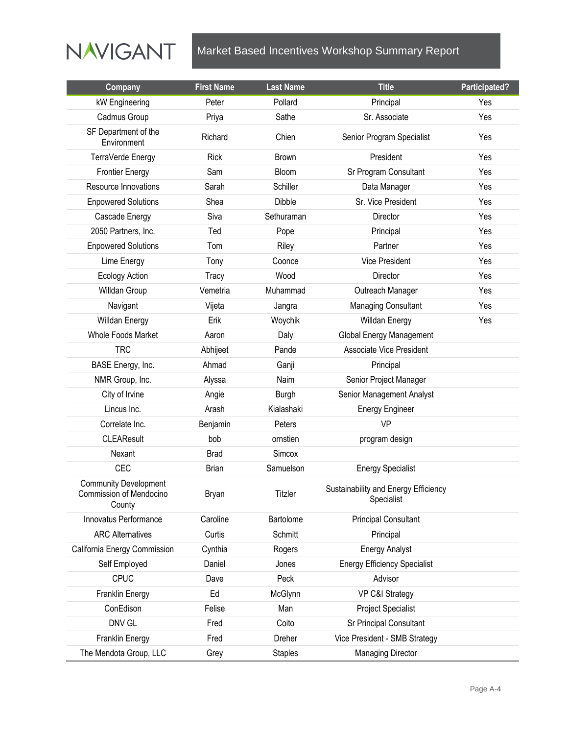| Company | First Name | Last Name | Title | Participated? |
|---|---|---|---|---|
| kW Engineering | Peter | Pollard | Principal | Yes |
| Cadmus Group | Priya | Sathe | Sr. Associate | Yes |
| SF Department of the Environment | Richard | Chien | Senior Program Specialist | Yes |
| TerraVerde Energy | Rick | Brown | President | Yes |
| Frontier Energy | Sam | Bloom | Sr Program Consultant | Yes |
| Resource Innovations | Sarah | Schiller | Data Manager | Yes |
| Enpowered Solutions | Shea | Dibble | Sr. Vice President | Yes |
| Cascade Energy | Siva | Sethuraman | Director | Yes |
| 2050 Partners, Inc. | Ted | Pope | Principal | Yes |
| Enpowered Solutions | Tom | Riley | Partner | Yes |
| Lime Energy | Tony | Coonce | Vice President | Yes |
| Ecology Action | Tracy | Wood | Director | Yes |
| Willdan Group | Vemetria | Muhammad | Outreach Manager | Yes |
| Navigant | Vijeta | Jangra | Managing Consultant | Yes |
| Willdan Energy | Erik | Woychik | Willdan Energy | Yes |
| Whole Foods Market | Aaron | Daly | Global Energy Management | |
| TRC | Abhijeet | Pande | Associate Vice President | |
| BASE Energy, Inc. | Ahmad | Ganji | Principal | |
| NMR Group, Inc. | Alyssa | Naim | Senior Project Manager | |
| City of Irvine | Angie | Burgh | Senior Management Analyst | |
| Lincus Inc. | Arash | Kialashaki | Energy Engineer | |
| Correlate Inc. | Benjamin | Peters | VP | |
| CLEAResult | bob | ornstien | program design | |
| Nexant | Brad | Simcox | | |
| CEC | Brian | Samuelson | Energy Specialist | |
| Community Development Commission of Mendocino County | Bryan | Titzler | Sustainability and Energy Efficiency Specialist | |
| Innovatus Performance | Caroline | Bartolome | Principal Consultant | |
| ARC Alternatives | Curtis | Schmitt | Principal | |
| California Energy Commission | Cynthia | Rogers | Energy Analyst | |
| Self Employed | Daniel | Jones | Energy Efficiency Specialist | |
| CPUC | Dave | Peck | Advisor | |
| Franklin Energy | Ed | McGlynn | VP C&I Strategy | |
| ConEdison | Felise | Man | Project Specialist | |
| DNV GL | Fred | Coito | Sr Principal Consultant | |
| Franklin Energy | Fred | Dreher | Vice President - SMB Strategy | |
| The Mendota Group, LLC | Grey | Staples | Managing Director | |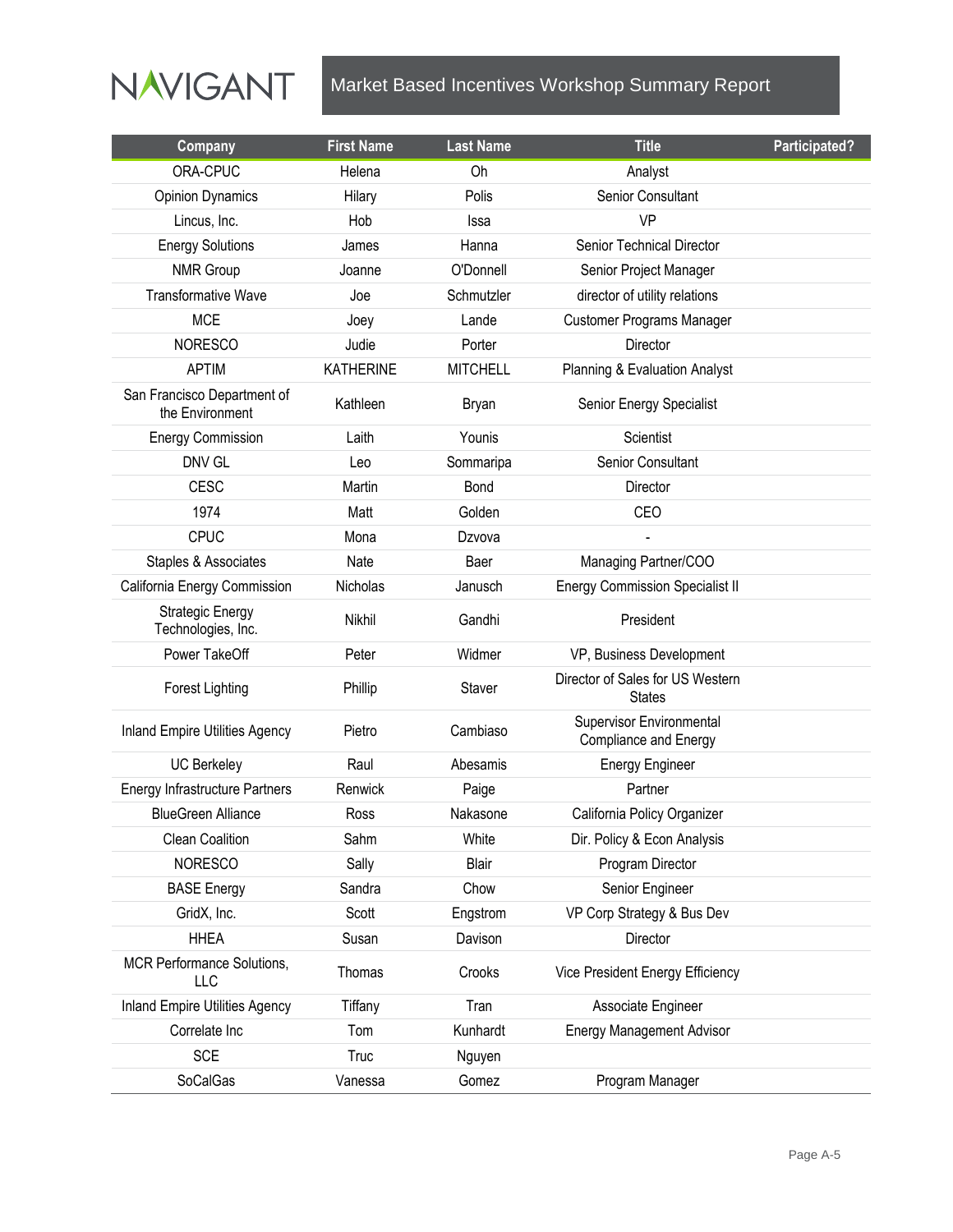| Company | First Name | Last Name | Title | Participated? |
|---|---|---|---|---|
| ORA-CPUC | Helena | Oh | Analyst | |
| Opinion Dynamics | Hilary | Polis | Senior Consultant | |
| Lincus, Inc. | Hob | Issa | VP | |
| Energy Solutions | James | Hanna | Senior Technical Director | |
| NMR Group | Joanne | O'Donnell | Senior Project Manager | |
| Transformative Wave | Joe | Schmutzler | director of utility relations | |
| MCE | Joey | Lande | Customer Programs Manager | |
| NORESCO | Judie | Porter | Director | |
| APTIM | KATHERINE | MITCHELL | Planning & Evaluation Analyst | |
| San Francisco Department of the Environment | Kathleen | Bryan | Senior Energy Specialist | |
| Energy Commission | Laith | Younis | Scientist | |
| DNV GL | Leo | Sommaripa | Senior Consultant | |
| CESC | Martin | Bond | Director | |
| 1974 | Matt | Golden | CEO | |
| CPUC | Mona | Dzvova | - | |
| Staples & Associates | Nate | Baer | Managing Partner/COO | |
| California Energy Commission | Nicholas | Janusch | Energy Commission Specialist II | |
| Strategic Energy Technologies, Inc. | Nikhil | Gandhi | President | |
| Power TakeOff | Peter | Widmer | VP, Business Development | |
| Forest Lighting | Phillip | Staver | Director of Sales for US Western States | |
| Inland Empire Utilities Agency | Pietro | Cambiaso | Supervisor Environmental Compliance and Energy | |
| UC Berkeley | Raul | Abesamis | Energy Engineer | |
| Energy Infrastructure Partners | Renwick | Paige | Partner | |
| BlueGreen Alliance | Ross | Nakasone | California Policy Organizer | |
| Clean Coalition | Sahm | White | Dir. Policy & Econ Analysis | |
| NORESCO | Sally | Blair | Program Director | |
| BASE Energy | Sandra | Chow | Senior Engineer | |
| GridX, Inc. | Scott | Engstrom | VP Corp Strategy & Bus Dev | |
| HHEA | Susan | Davison | Director | |
| MCR Performance Solutions, LLC | Thomas | Crooks | Vice President Energy Efficiency | |
| Inland Empire Utilities Agency | Tiffany | Tran | Associate Engineer | |
| Correlate Inc | Tom | Kunhardt | Energy Management Advisor | |
| SCE | Truc | Nguyen | | |
| SoCalGas | Vanessa | Gomez | Program Manager | |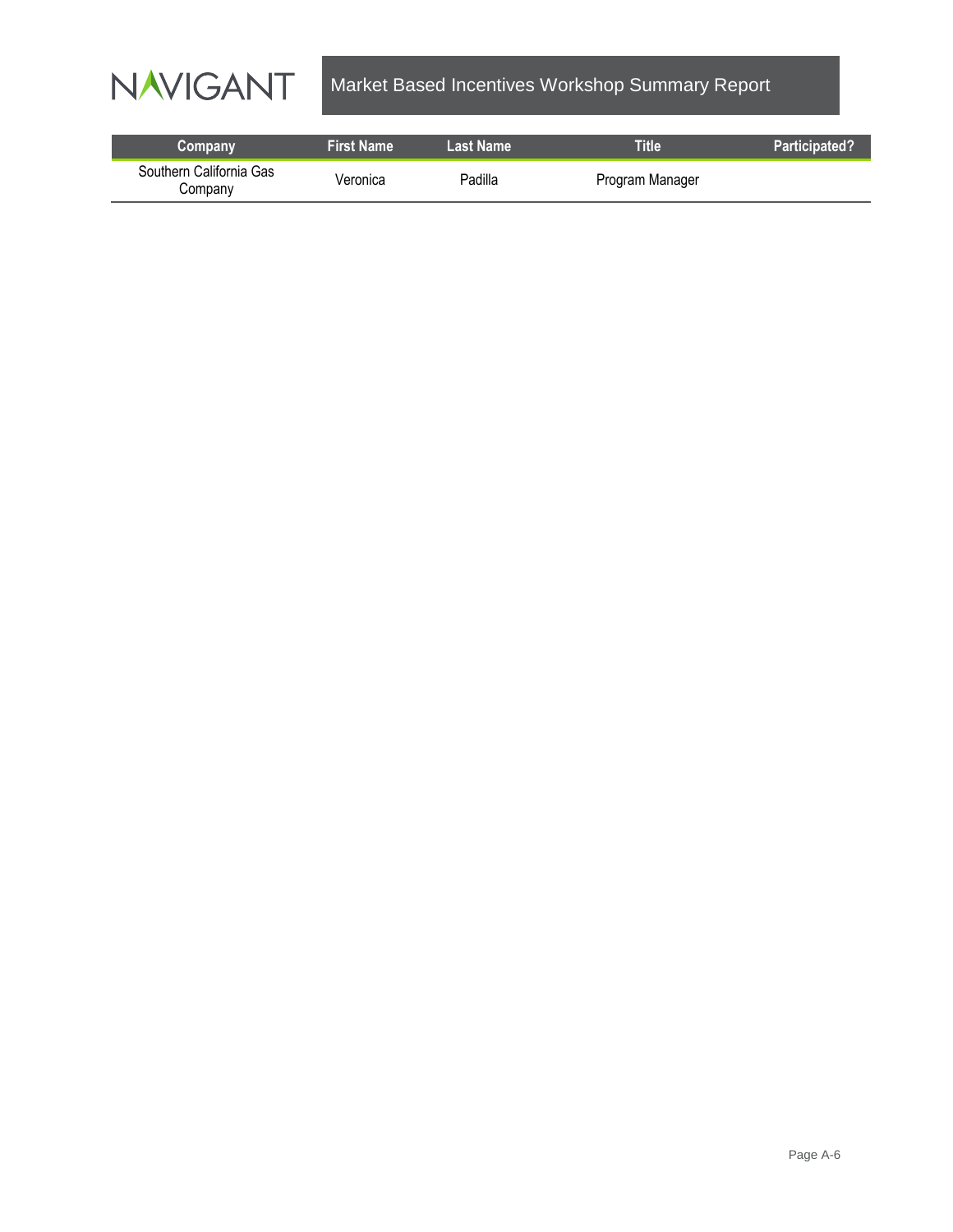| Company | First Name | Last Name | Title | Participated? |
| --- | --- | --- | --- | --- |
| Southern California Gas Company | Veronica | Padilla | Program Manager | |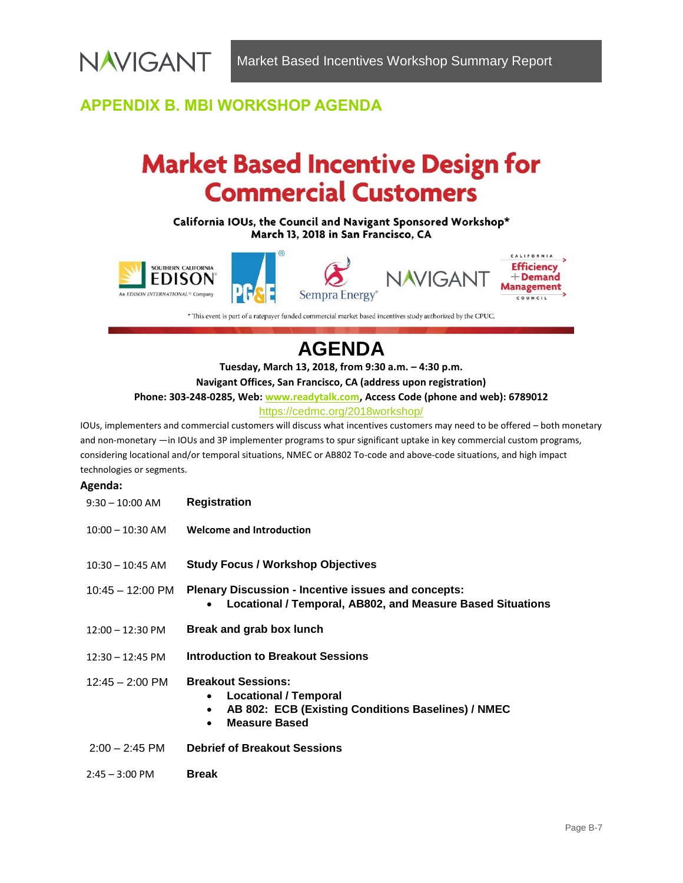## APPENDIX B. MBI WORKSHOP AGENDA

# Market Based Incentive Design for Commercial Customers

**California IOUs, the Council and Navigant Sponsored Workshop***
**March 13, 2018 in San Francisco, CA**

* This event is part of a ratepayer funded commercial market based incentives study authorized by the CPUC.

# AGENDA

**Tuesday, March 13, 2018, from 9:30 a.m. – 4:30 p.m.**
**Navigant Offices, San Francisco, CA (address upon registration)**
**Phone: 303-248-0285, Web: www.readytalk.com, Access Code (phone and web): 6789012**
https://cedmc.org/2018workshop/

IOUs, implementers and commercial customers will discuss what incentives customers may need to be offered – both monetary and non-monetary —in IOUs and 3P implementer programs to spur significant uptake in key commercial custom programs, considering locational and/or temporal situations, NMEC or AB802 To-code and above-code situations, and high impact technologies or segments.

**Agenda:**

| | |
|---|---|
| 9:30 – 10:00 AM | **Registration** |
| 10:00 – 10:30 AM | **Welcome and Introduction** |
| 10:30 – 10:45 AM | **Study Focus / Workshop Objectives** |
| 10:45 – 12:00 PM | **Plenary Discussion - Incentive issues and concepts:** <br> • **Locational / Temporal, AB802, and Measure Based Situations** |
| 12:00 – 12:30 PM | **Break and grab box lunch** |
| 12:30 – 12:45 PM | **Introduction to Breakout Sessions** |
| 12:45 – 2:00 PM | **Breakout Sessions:** <br> • **Locational / Temporal** <br> • **AB 802: ECB (Existing Conditions Baselines) / NMEC** <br> • **Measure Based** |
| 2:00 – 2:45 PM | **Debrief of Breakout Sessions** |
| 2:45 – 3:00 PM | **Break** |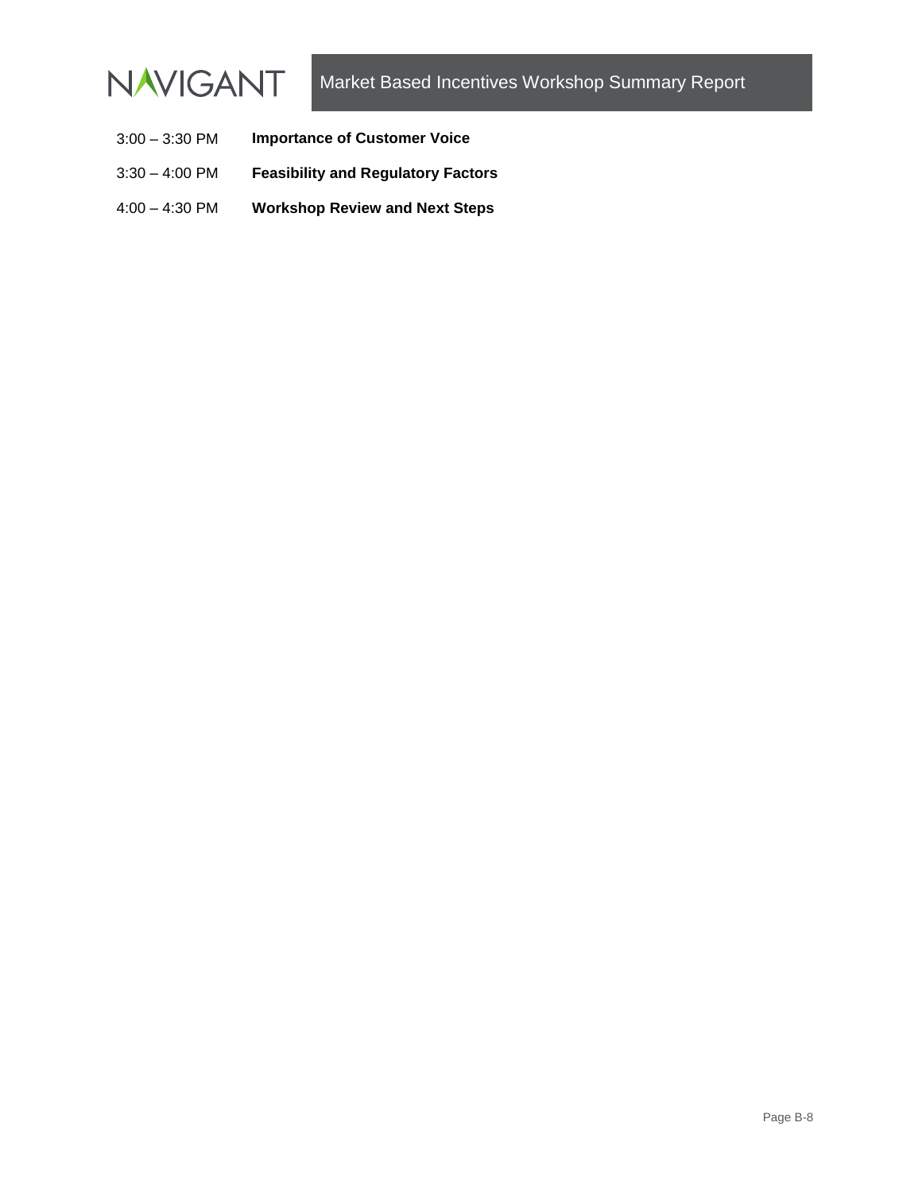3:00 – 3:30 PM **Importance of Customer Voice**

3:30 – 4:00 PM **Feasibility and Regulatory Factors**

4:00 – 4:30 PM **Workshop Review and Next Steps**